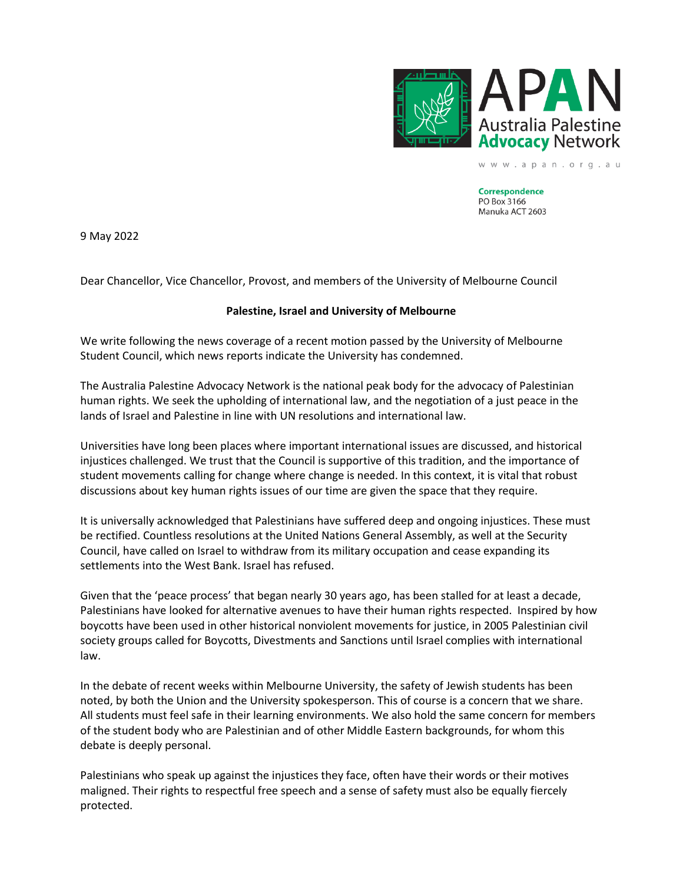APAN
Australia Palestine Advocacy Network

www.apan.org.au

**Correspondence**
PO Box 3166
Manuka ACT 2603

9 May 2022

Dear Chancellor, Vice Chancellor, Provost, and members of the University of Melbourne Council

**Palestine, Israel and University of Melbourne**

We write following the news coverage of a recent motion passed by the University of Melbourne Student Council, which news reports indicate the University has condemned.

The Australia Palestine Advocacy Network is the national peak body for the advocacy of Palestinian human rights. We seek the upholding of international law, and the negotiation of a just peace in the lands of Israel and Palestine in line with UN resolutions and international law.

Universities have long been places where important international issues are discussed, and historical injustices challenged. We trust that the Council is supportive of this tradition, and the importance of student movements calling for change where change is needed. In this context, it is vital that robust discussions about key human rights issues of our time are given the space that they require.

It is universally acknowledged that Palestinians have suffered deep and ongoing injustices. These must be rectified. Countless resolutions at the United Nations General Assembly, as well at the Security Council, have called on Israel to withdraw from its military occupation and cease expanding its settlements into the West Bank. Israel has refused.

Given that the 'peace process' that began nearly 30 years ago, has been stalled for at least a decade, Palestinians have looked for alternative avenues to have their human rights respected. Inspired by how boycotts have been used in other historical nonviolent movements for justice, in 2005 Palestinian civil society groups called for Boycotts, Divestments and Sanctions until Israel complies with international law.

In the debate of recent weeks within Melbourne University, the safety of Jewish students has been noted, by both the Union and the University spokesperson. This of course is a concern that we share. All students must feel safe in their learning environments. We also hold the same concern for members of the student body who are Palestinian and of other Middle Eastern backgrounds, for whom this debate is deeply personal.

Palestinians who speak up against the injustices they face, often have their words or their motives maligned. Their rights to respectful free speech and a sense of safety must also be equally fiercely protected.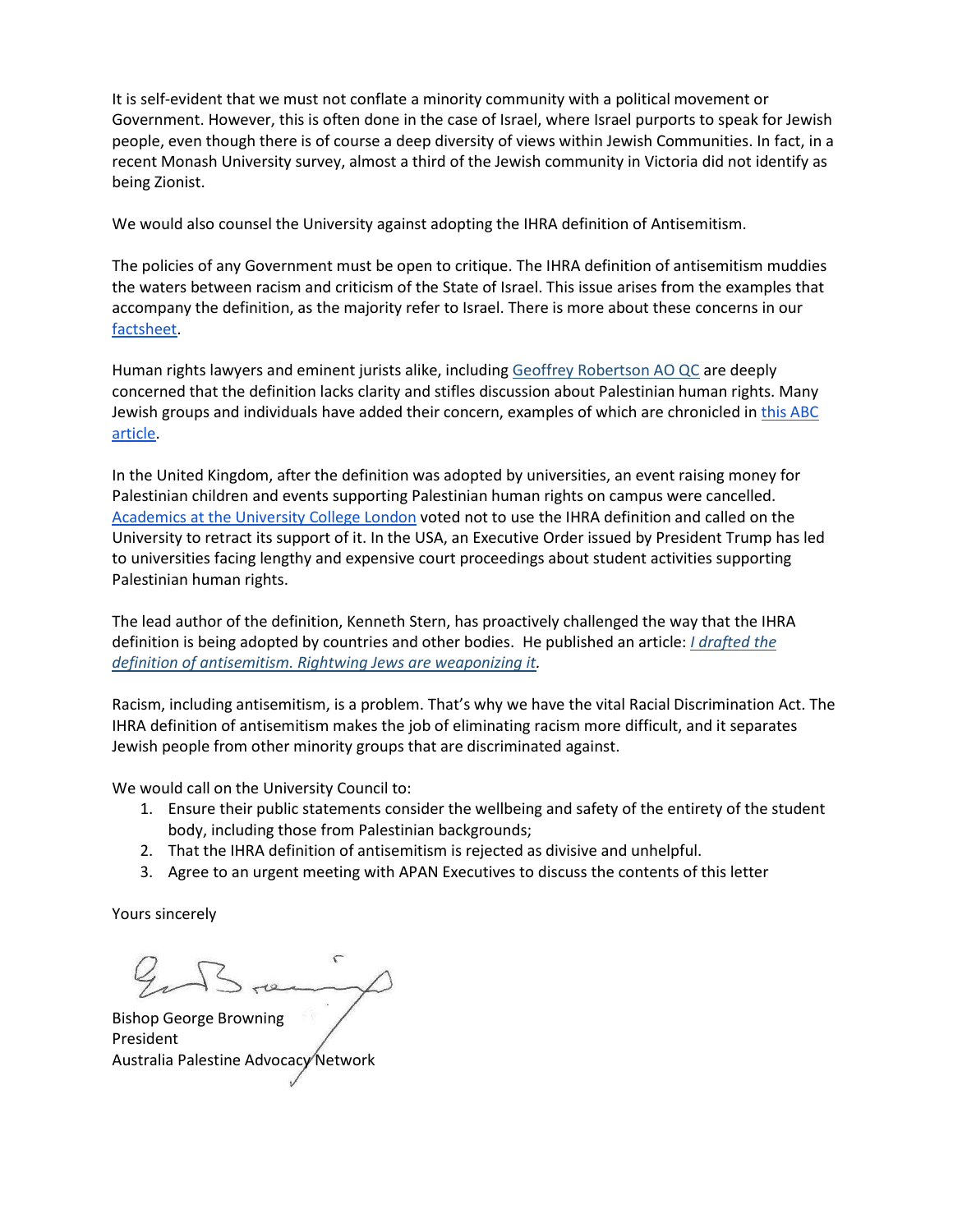It is self-evident that we must not conflate a minority community with a political movement or Government. However, this is often done in the case of Israel, where Israel purports to speak for Jewish people, even though there is of course a deep diversity of views within Jewish Communities. In fact, in a recent Monash University survey, almost a third of the Jewish community in Victoria did not identify as being Zionist.

We would also counsel the University against adopting the IHRA definition of Antisemitism.

The policies of any Government must be open to critique. The IHRA definition of antisemitism muddies the waters between racism and criticism of the State of Israel. This issue arises from the examples that accompany the definition, as the majority refer to Israel. There is more about these concerns in our factsheet.

Human rights lawyers and eminent jurists alike, including Geoffrey Robertson AO QC are deeply concerned that the definition lacks clarity and stifles discussion about Palestinian human rights. Many Jewish groups and individuals have added their concern, examples of which are chronicled in this ABC article.

In the United Kingdom, after the definition was adopted by universities, an event raising money for Palestinian children and events supporting Palestinian human rights on campus were cancelled. Academics at the University College London voted not to use the IHRA definition and called on the University to retract its support of it. In the USA, an Executive Order issued by President Trump has led to universities facing lengthy and expensive court proceedings about student activities supporting Palestinian human rights.

The lead author of the definition, Kenneth Stern, has proactively challenged the way that the IHRA definition is being adopted by countries and other bodies. He published an article: *I drafted the definition of antisemitism. Rightwing Jews are weaponizing it*.

Racism, including antisemitism, is a problem. That's why we have the vital Racial Discrimination Act. The IHRA definition of antisemitism makes the job of eliminating racism more difficult, and it separates Jewish people from other minority groups that are discriminated against.

We would call on the University Council to:

1. Ensure their public statements consider the wellbeing and safety of the entirety of the student body, including those from Palestinian backgrounds;
2. That the IHRA definition of antisemitism is rejected as divisive and unhelpful.
3. Agree to an urgent meeting with APAN Executives to discuss the contents of this letter

Yours sincerely

Bishop George Browning
President
Australia Palestine Advocacy Network